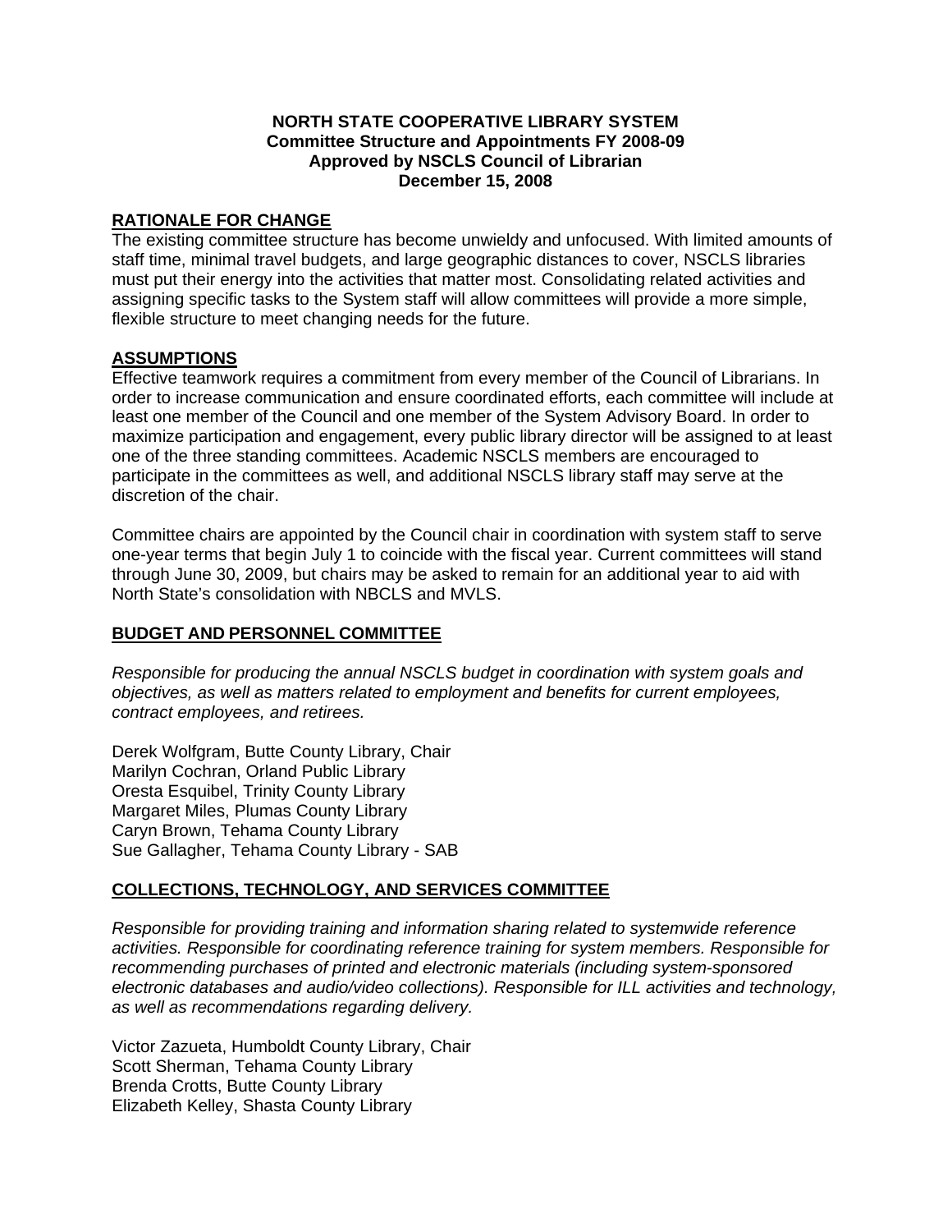**NORTH STATE COOPERATIVE LIBRARY SYSTEM**
**Committee Structure and Appointments FY 2008-09**
**Approved by NSCLS Council of Librarian**
**December 15, 2008**

## RATIONALE FOR CHANGE

The existing committee structure has become unwieldy and unfocused. With limited amounts of staff time, minimal travel budgets, and large geographic distances to cover, NSCLS libraries must put their energy into the activities that matter most. Consolidating related activities and assigning specific tasks to the System staff will allow committees will provide a more simple, flexible structure to meet changing needs for the future.

## ASSUMPTIONS

Effective teamwork requires a commitment from every member of the Council of Librarians. In order to increase communication and ensure coordinated efforts, each committee will include at least one member of the Council and one member of the System Advisory Board. In order to maximize participation and engagement, every public library director will be assigned to at least one of the three standing committees. Academic NSCLS members are encouraged to participate in the committees as well, and additional NSCLS library staff may serve at the discretion of the chair.

Committee chairs are appointed by the Council chair in coordination with system staff to serve one-year terms that begin July 1 to coincide with the fiscal year. Current committees will stand through June 30, 2009, but chairs may be asked to remain for an additional year to aid with North State's consolidation with NBCLS and MVLS.

## BUDGET AND PERSONNEL COMMITTEE

*Responsible for producing the annual NSCLS budget in coordination with system goals and objectives, as well as matters related to employment and benefits for current employees, contract employees, and retirees.*

Derek Wolfgram, Butte County Library, Chair
Marilyn Cochran, Orland Public Library
Oresta Esquibel, Trinity County Library
Margaret Miles, Plumas County Library
Caryn Brown, Tehama County Library
Sue Gallagher, Tehama County Library - SAB

## COLLECTIONS, TECHNOLOGY, AND SERVICES COMMITTEE

*Responsible for providing training and information sharing related to systemwide reference activities. Responsible for coordinating reference training for system members. Responsible for recommending purchases of printed and electronic materials (including system-sponsored electronic databases and audio/video collections). Responsible for ILL activities and technology, as well as recommendations regarding delivery.*

Victor Zazueta, Humboldt County Library, Chair
Scott Sherman, Tehama County Library
Brenda Crotts, Butte County Library
Elizabeth Kelley, Shasta County Library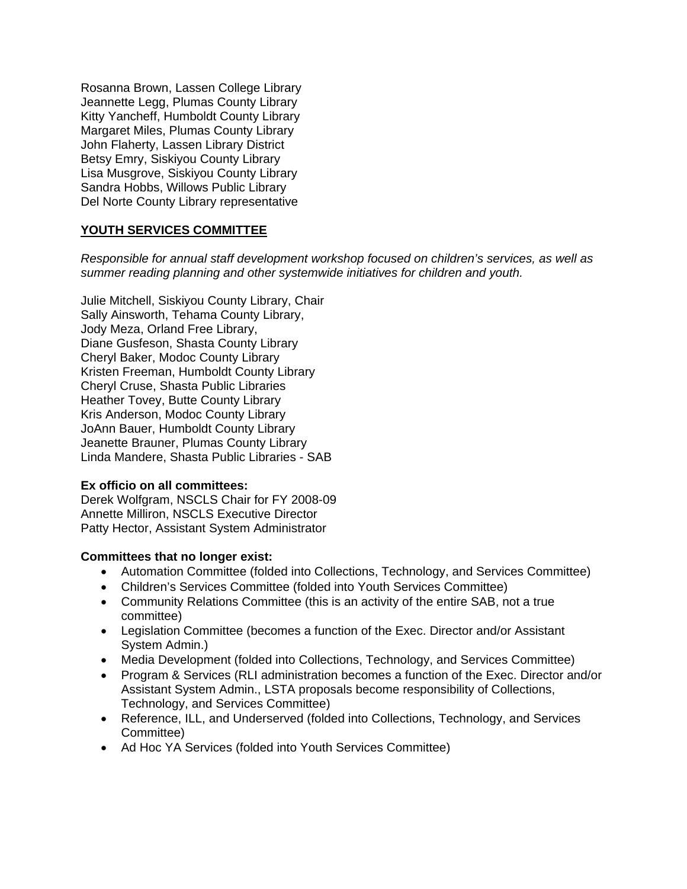Rosanna Brown, Lassen College Library
Jeannette Legg, Plumas County Library
Kitty Yancheff, Humboldt County Library
Margaret Miles, Plumas County Library
John Flaherty, Lassen Library District
Betsy Emry, Siskiyou County Library
Lisa Musgrove, Siskiyou County Library
Sandra Hobbs, Willows Public Library
Del Norte County Library representative

**YOUTH SERVICES COMMITTEE**

*Responsible for annual staff development workshop focused on children's services, as well as summer reading planning and other systemwide initiatives for children and youth.*

Julie Mitchell, Siskiyou County Library, Chair
Sally Ainsworth, Tehama County Library,
Jody Meza, Orland Free Library,
Diane Gusfeson, Shasta County Library
Cheryl Baker, Modoc County Library
Kristen Freeman, Humboldt County Library
Cheryl Cruse, Shasta Public Libraries
Heather Tovey, Butte County Library
Kris Anderson, Modoc County Library
JoAnn Bauer, Humboldt County Library
Jeanette Brauner, Plumas County Library
Linda Mandere, Shasta Public Libraries - SAB

**Ex officio on all committees:**
Derek Wolfgram, NSCLS Chair for FY 2008-09
Annette Milliron, NSCLS Executive Director
Patty Hector, Assistant System Administrator

**Committees that no longer exist:**

- Automation Committee (folded into Collections, Technology, and Services Committee)
- Children's Services Committee (folded into Youth Services Committee)
- Community Relations Committee (this is an activity of the entire SAB, not a true committee)
- Legislation Committee (becomes a function of the Exec. Director and/or Assistant System Admin.)
- Media Development (folded into Collections, Technology, and Services Committee)
- Program & Services (RLI administration becomes a function of the Exec. Director and/or Assistant System Admin., LSTA proposals become responsibility of Collections, Technology, and Services Committee)
- Reference, ILL, and Underserved (folded into Collections, Technology, and Services Committee)
- Ad Hoc YA Services (folded into Youth Services Committee)